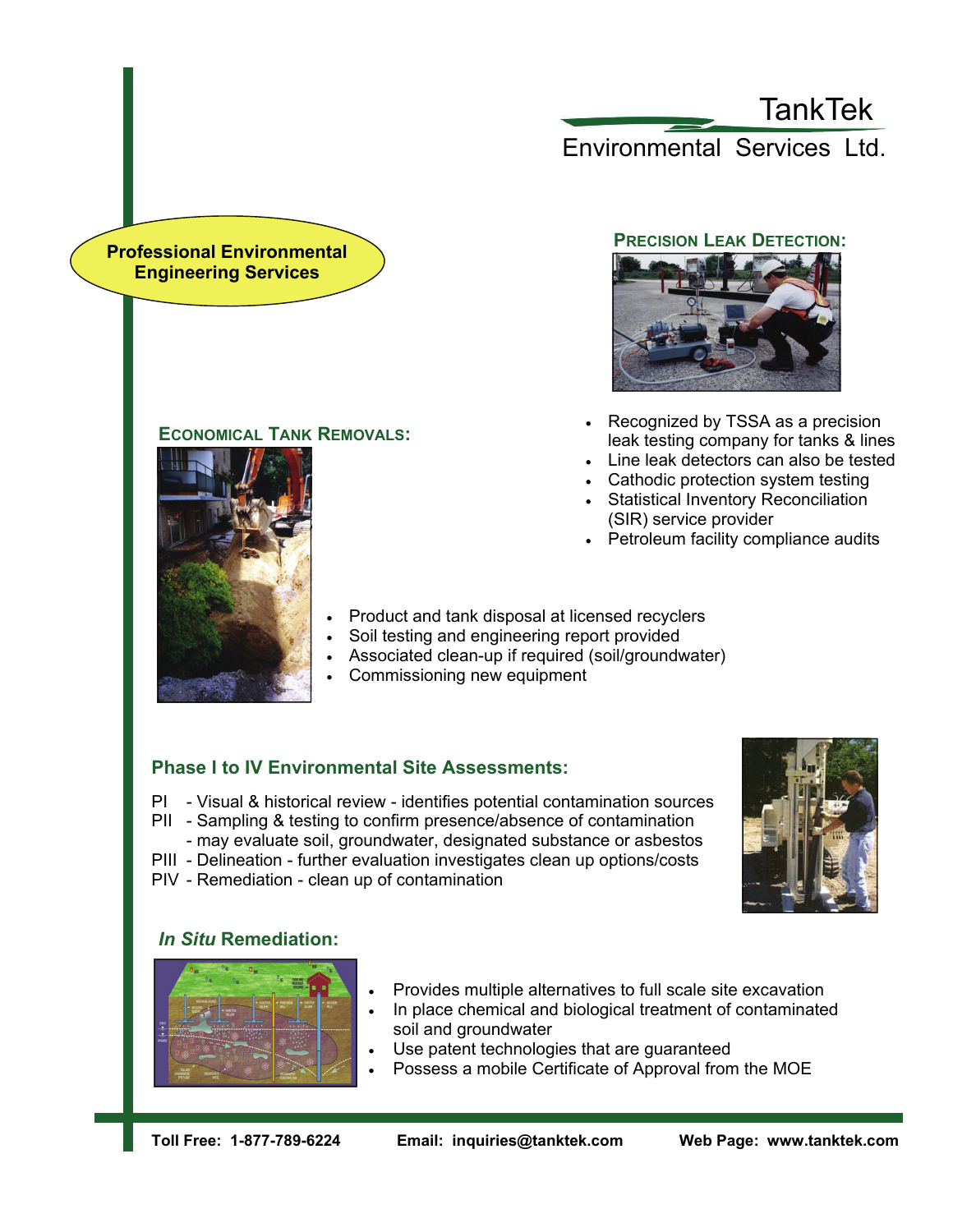# TankTek
Environmental Services Ltd.

**Professional Environmental Engineering Services**

## Precision Leak Detection:

- Recognized by TSSA as a precision leak testing company for tanks & lines
- Line leak detectors can also be tested
- Cathodic protection system testing
- Statistical Inventory Reconciliation (SIR) service provider
- Petroleum facility compliance audits

## Economical Tank Removals:

- Product and tank disposal at licensed recyclers
- Soil testing and engineering report provided
- Associated clean-up if required (soil/groundwater)
- Commissioning new equipment

## Phase I to IV Environmental Site Assessments:

PI - Visual & historical review - identifies potential contamination sources
PII - Sampling & testing to confirm presence/absence of contamination
- may evaluate soil, groundwater, designated substance or asbestos
PIII - Delineation - further evaluation investigates clean up options/costs
PIV - Remediation - clean up of contamination

## *In Situ* Remediation:

- Provides multiple alternatives to full scale site excavation
- In place chemical and biological treatment of contaminated soil and groundwater
- Use patent technologies that are guaranteed
- Possess a mobile Certificate of Approval from the MOE

**Toll Free: 1-877-789-6224** **Email: inquiries@tanktek.com** **Web Page: www.tanktek.com**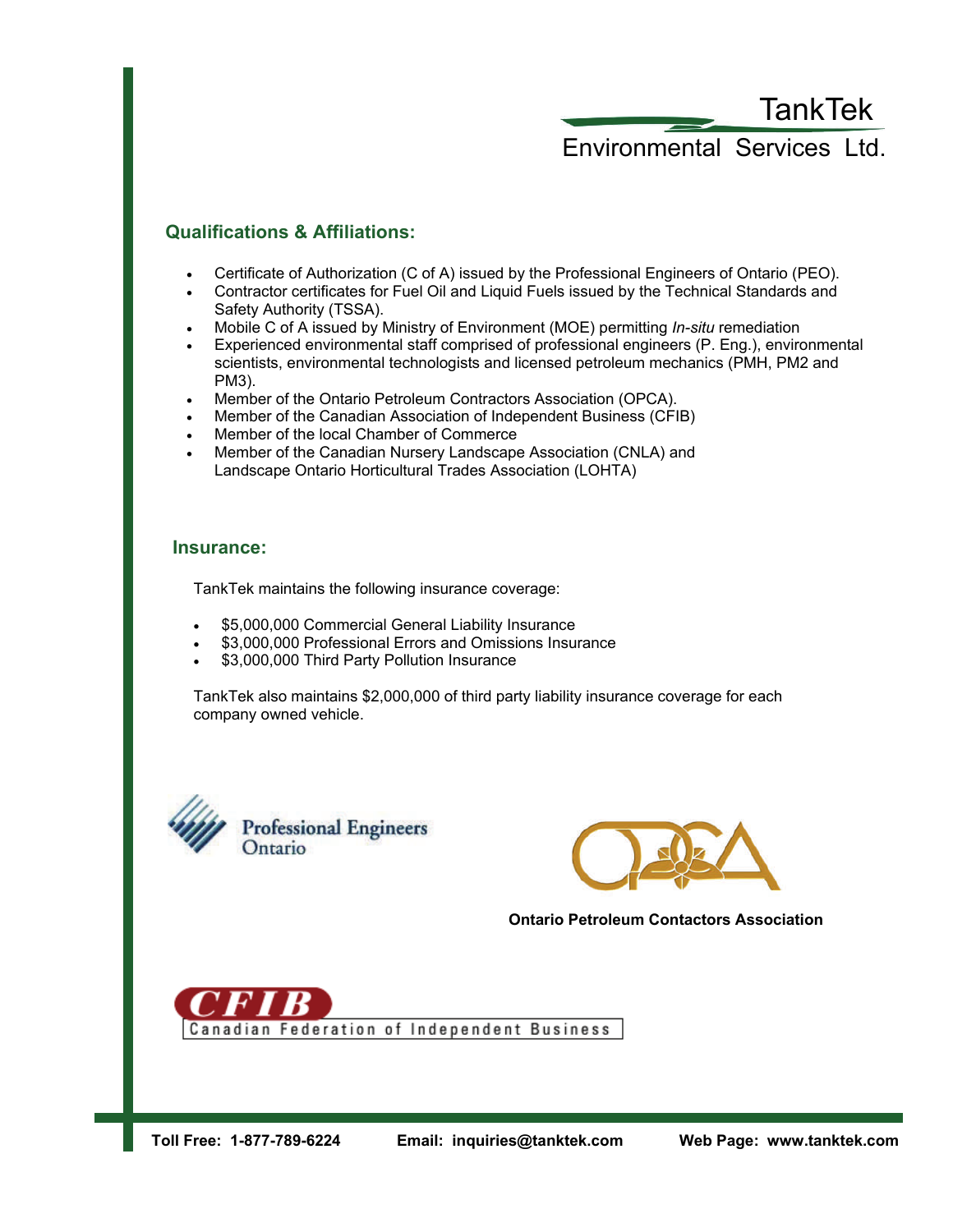TankTek
Environmental Services Ltd.

## Qualifications & Affiliations:

- Certificate of Authorization (C of A) issued by the Professional Engineers of Ontario (PEO).
- Contractor certificates for Fuel Oil and Liquid Fuels issued by the Technical Standards and Safety Authority (TSSA).
- Mobile C of A issued by Ministry of Environment (MOE) permitting *In-situ* remediation
- Experienced environmental staff comprised of professional engineers (P. Eng.), environmental scientists, environmental technologists and licensed petroleum mechanics (PMH, PM2 and PM3).
- Member of the Ontario Petroleum Contractors Association (OPCA).
- Member of the Canadian Association of Independent Business (CFIB)
- Member of the local Chamber of Commerce
- Member of the Canadian Nursery Landscape Association (CNLA) and Landscape Ontario Horticultural Trades Association (LOHTA)

## Insurance:

TankTek maintains the following insurance coverage:

- $5,000,000 Commercial General Liability Insurance
- $3,000,000 Professional Errors and Omissions Insurance
- $3,000,000 Third Party Pollution Insurance

TankTek also maintains $2,000,000 of third party liability insurance coverage for each company owned vehicle.

Professional Engineers Ontario

OPCA

**Ontario Petroleum Contactors Association**

CFIB
Canadian Federation of Independent Business

**Toll Free: 1-877-789-6224** **Email: inquiries@tanktek.com** **Web Page: www.tanktek.com**